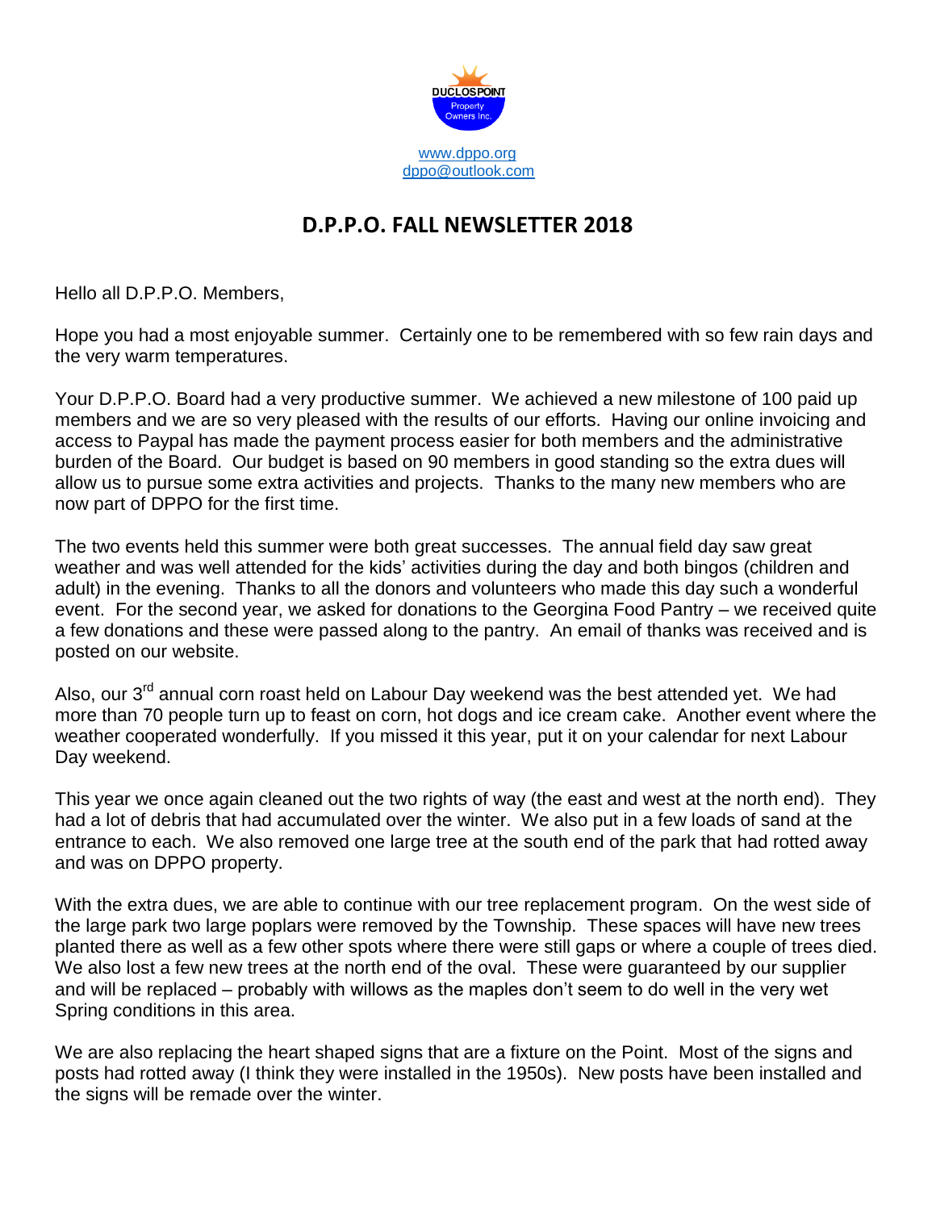DUCLOS POINT Property Owners Inc.

www.dppo.org
dppo@outlook.com

# D.P.P.O. FALL NEWSLETTER 2018

Hello all D.P.P.O. Members,

Hope you had a most enjoyable summer. Certainly one to be remembered with so few rain days and the very warm temperatures.

Your D.P.P.O. Board had a very productive summer. We achieved a new milestone of 100 paid up members and we are so very pleased with the results of our efforts. Having our online invoicing and access to Paypal has made the payment process easier for both members and the administrative burden of the Board. Our budget is based on 90 members in good standing so the extra dues will allow us to pursue some extra activities and projects. Thanks to the many new members who are now part of DPPO for the first time.

The two events held this summer were both great successes. The annual field day saw great weather and was well attended for the kids' activities during the day and both bingos (children and adult) in the evening. Thanks to all the donors and volunteers who made this day such a wonderful event. For the second year, we asked for donations to the Georgina Food Pantry – we received quite a few donations and these were passed along to the pantry. An email of thanks was received and is posted on our website.

Also, our 3rd annual corn roast held on Labour Day weekend was the best attended yet. We had more than 70 people turn up to feast on corn, hot dogs and ice cream cake. Another event where the weather cooperated wonderfully. If you missed it this year, put it on your calendar for next Labour Day weekend.

This year we once again cleaned out the two rights of way (the east and west at the north end). They had a lot of debris that had accumulated over the winter. We also put in a few loads of sand at the entrance to each. We also removed one large tree at the south end of the park that had rotted away and was on DPPO property.

With the extra dues, we are able to continue with our tree replacement program. On the west side of the large park two large poplars were removed by the Township. These spaces will have new trees planted there as well as a few other spots where there were still gaps or where a couple of trees died. We also lost a few new trees at the north end of the oval. These were guaranteed by our supplier and will be replaced – probably with willows as the maples don't seem to do well in the very wet Spring conditions in this area.

We are also replacing the heart shaped signs that are a fixture on the Point. Most of the signs and posts had rotted away (I think they were installed in the 1950s). New posts have been installed and the signs will be remade over the winter.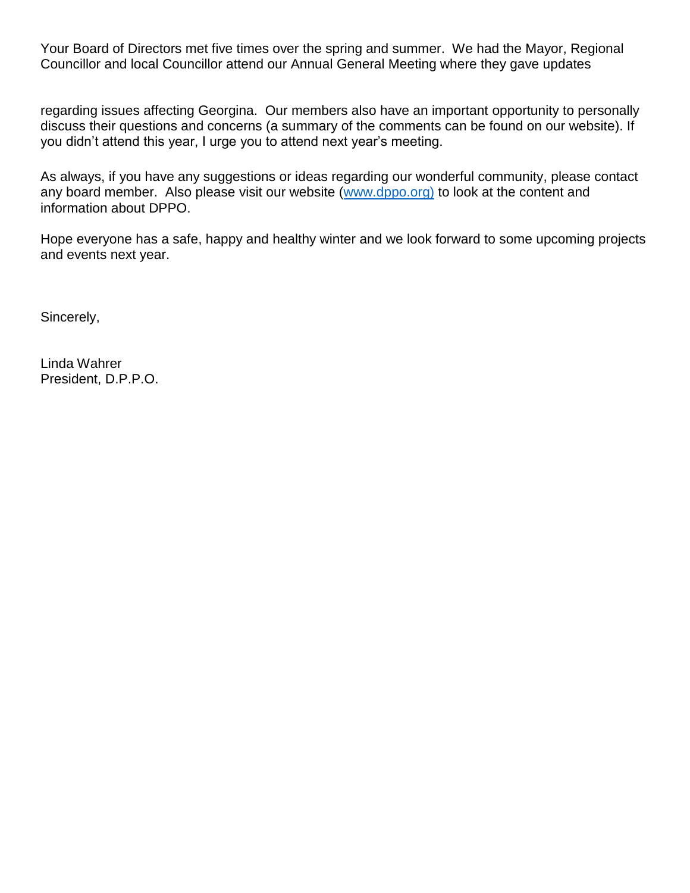Your Board of Directors met five times over the spring and summer. We had the Mayor, Regional Councillor and local Councillor attend our Annual General Meeting where they gave updates

regarding issues affecting Georgina. Our members also have an important opportunity to personally discuss their questions and concerns (a summary of the comments can be found on our website). If you didn't attend this year, I urge you to attend next year's meeting.

As always, if you have any suggestions or ideas regarding our wonderful community, please contact any board member. Also please visit our website (www.dppo.org) to look at the content and information about DPPO.

Hope everyone has a safe, happy and healthy winter and we look forward to some upcoming projects and events next year.

Sincerely,

Linda Wahrer
President, D.P.P.O.